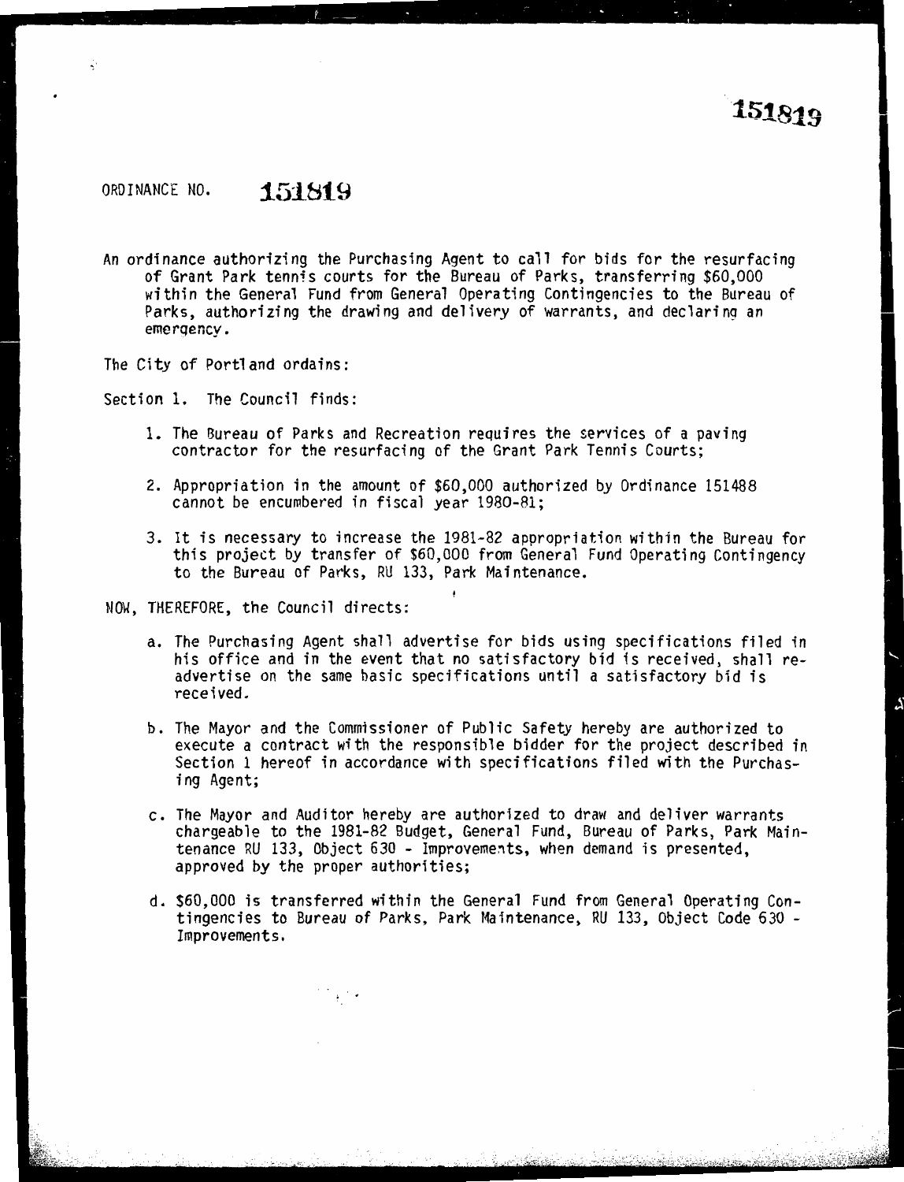ORDINANCE NO. **151819**

An ordinance authorizing the Purchasing Agent to call for bids for the resurfacing of Grant Park tennis courts for the Bureau of Parks, transferring $60,000 within the General Fund from General Operating Contingencies to the Bureau of Parks, authorizing the drawing and delivery of warrants, and declaring an emergency.

The City of Portland ordains:

Section 1. The Council finds:

1. The Bureau of Parks and Recreation requires the services of a paving contractor for the resurfacing of the Grant Park Tennis Courts;
2. Appropriation in the amount of $60,000 authorized by Ordinance 151488 cannot be encumbered in fiscal year 1980-81;
3. It is necessary to increase the 1981-82 appropriation within the Bureau for this project by transfer of $60,000 from General Fund Operating Contingency to the Bureau of Parks, RU 133, Park Maintenance.

NOW, THEREFORE, the Council directs:

a. The Purchasing Agent shall advertise for bids using specifications filed in his office and in the event that no satisfactory bid is received, shall re-advertise on the same basic specifications until a satisfactory bid is received.

b. The Mayor and the Commissioner of Public Safety hereby are authorized to execute a contract with the responsible bidder for the project described in Section 1 hereof in accordance with specifications filed with the Purchasing Agent;

c. The Mayor and Auditor hereby are authorized to draw and deliver warrants chargeable to the 1981-82 Budget, General Fund, Bureau of Parks, Park Maintenance RU 133, Object 630 - Improvements, when demand is presented, approved by the proper authorities;

d. $60,000 is transferred within the General Fund from General Operating Contingencies to Bureau of Parks, Park Maintenance, RU 133, Object Code 630 - Improvements.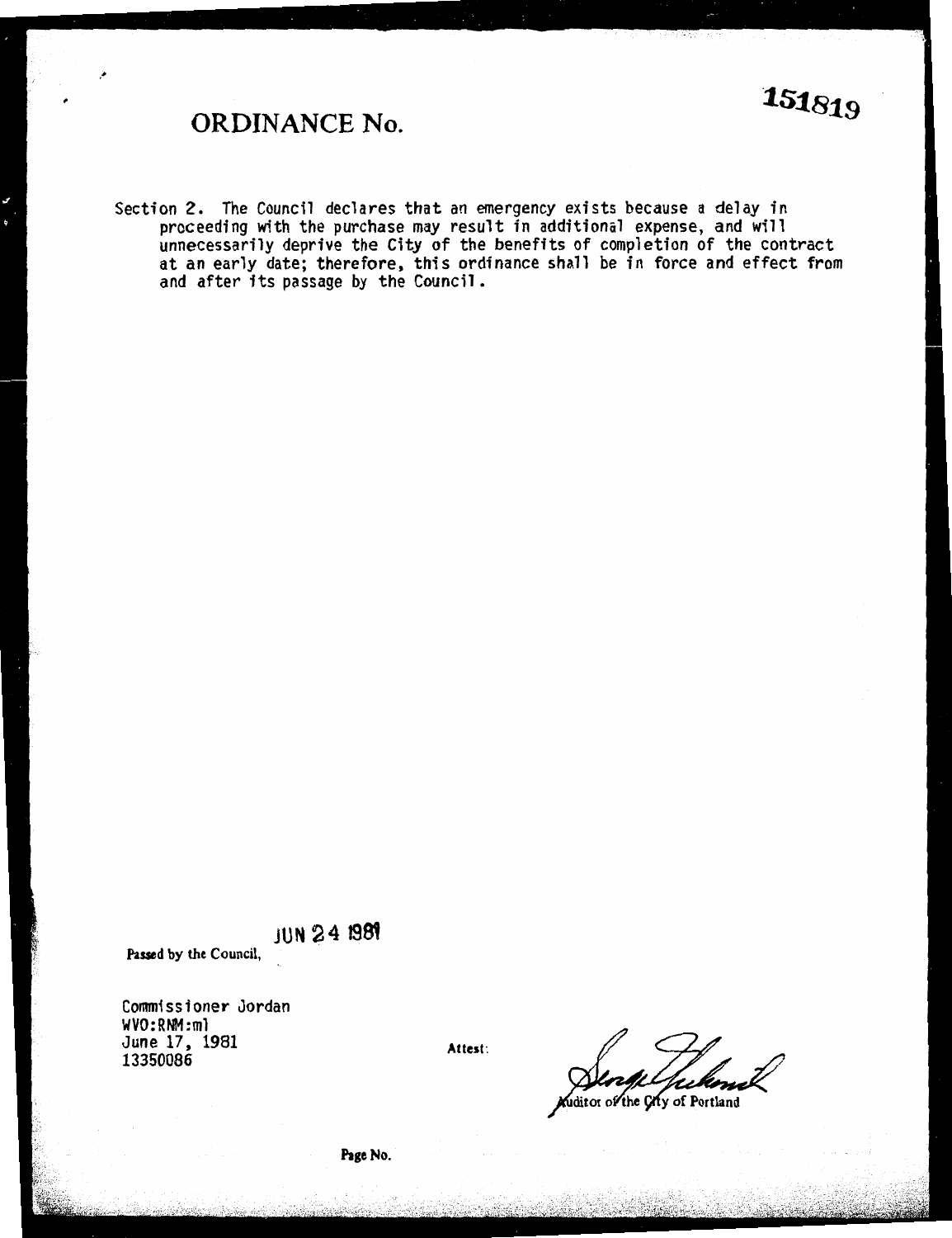# ORDINANCE No. 151819

Section 2. The Council declares that an emergency exists because a delay in proceeding with the purchase may result in additional expense, and will unnecessarily deprive the City of the benefits of completion of the contract at an early date; therefore, this ordinance shall be in force and effect from and after its passage by the Council.

Passed by the Council, JUN 24 1981

Commissioner Jordan
WVO:RNM:ml
June 17, 1981
13350086

Attest:

Auditor of the City of Portland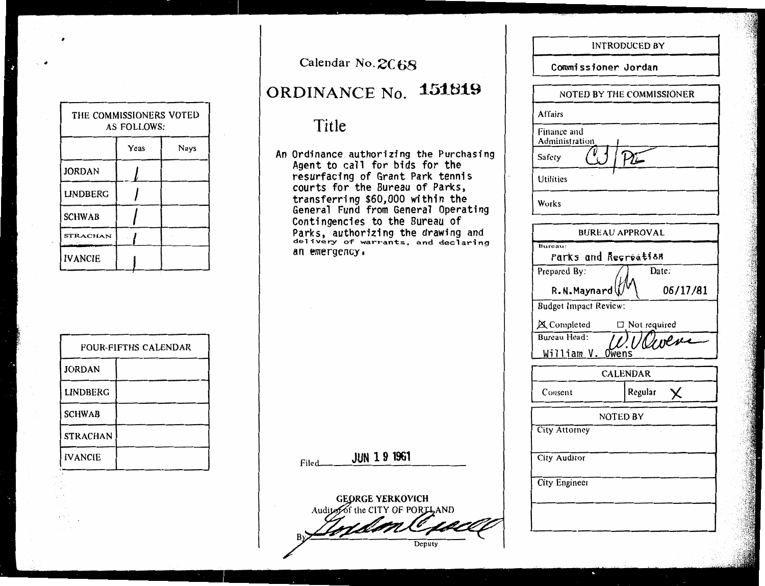| THE COMMISSIONERS VOTED AS FOLLOWS: | | |
|---|---|---|
| | Yeas | Nays |
| JORDAN | / | |
| LINDBERG | / | |
| SCHWAB | / | |
| STRACHAN | / | |
| IVANCIE | / | |

| FOUR-FIFTHS CALENDAR | |
|---|---|
| JORDAN | |
| LINDBERG | |
| SCHWAB | |
| STRACHAN | |
| IVANCIE | |

Calendar No. 2C68

# ORDINANCE No. 151819

## Title

An Ordinance authorizing the Purchasing Agent to call for bids for the resurfacing of Grant Park tennis courts for the Bureau of Parks, transferring $60,000 within the General Fund from General Operating Contingencies to the Bureau of Parks, authorizing the drawing and delivery of warrants, and declaring an emergency.

Filed JUN 19 1981

GEORGE YERKOVICH
Auditor of the CITY OF PORTLAND

By *[signature]*
Deputy

| INTRODUCED BY |
|---|
| Commissioner Jordan |

| NOTED BY THE COMMISSIONER |
|---|
| Affairs |
| Finance and Administration |
| Safety CJ / PE |
| Utilities |
| Works |

| BUREAU APPROVAL | |
|---|---|
| Bureau: Parks and Recreation | |
| Prepared By: R.N.Maynard *[initials]* | Date: 06/17/81 |
| Budget Impact Review: | |
| ☒ Completed | ☐ Not required |
| Bureau Head: William V. Owens *[signature]* | |

| CALENDAR | |
|---|---|
| Consent | Regular X |

| NOTED BY |
|---|
| City Attorney |
| City Auditor |
| City Engineer |
| |